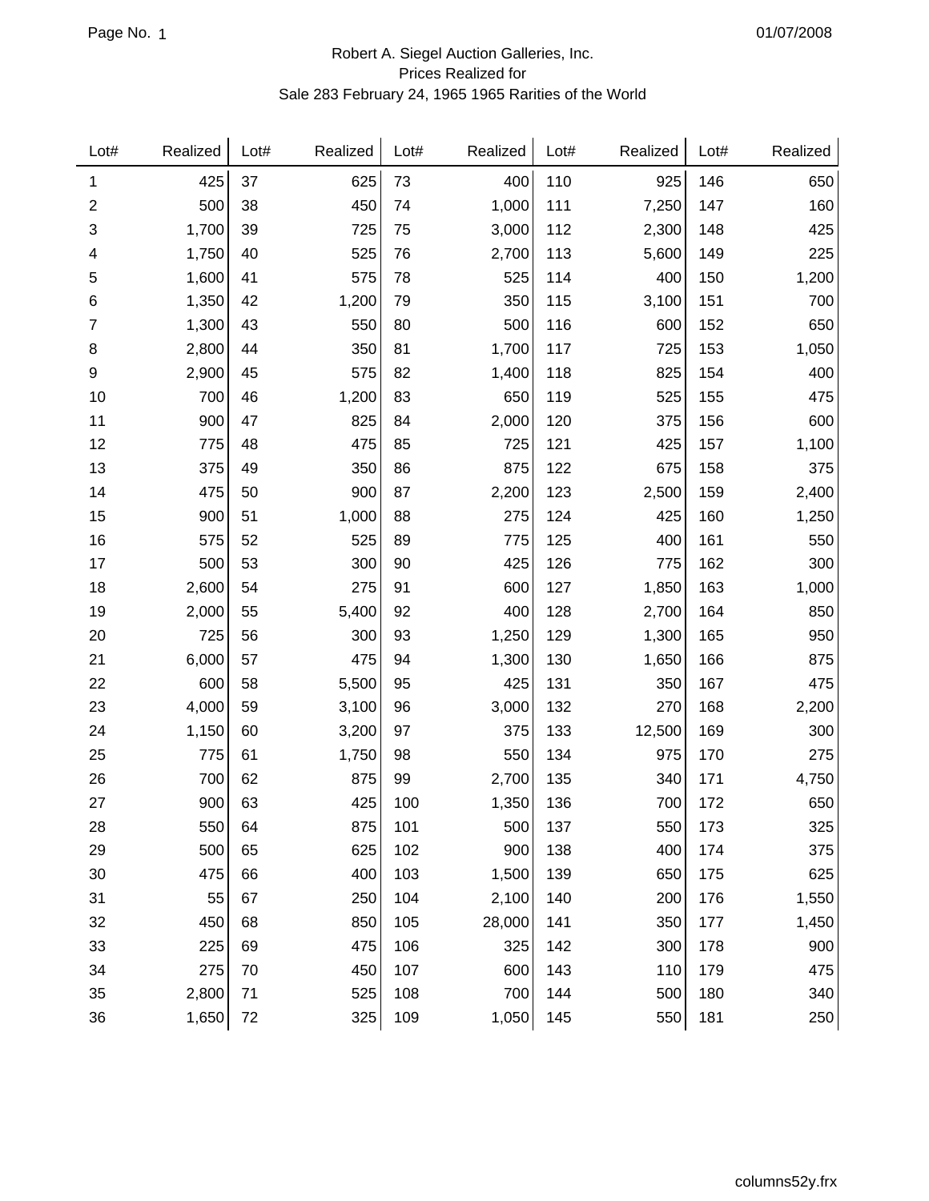Robert A. Siegel Auction Galleries, Inc.
Prices Realized for
Sale 283 February 24, 1965 1965 Rarities of the World

| Lot# | Realized | Lot# | Realized | Lot# | Realized | Lot# | Realized | Lot# | Realized |
|---|---|---|---|---|---|---|---|---|---|
| 1 | 425 | 37 | 625 | 73 | 400 | 110 | 925 | 146 | 650 |
| 2 | 500 | 38 | 450 | 74 | 1,000 | 111 | 7,250 | 147 | 160 |
| 3 | 1,700 | 39 | 725 | 75 | 3,000 | 112 | 2,300 | 148 | 425 |
| 4 | 1,750 | 40 | 525 | 76 | 2,700 | 113 | 5,600 | 149 | 225 |
| 5 | 1,600 | 41 | 575 | 78 | 525 | 114 | 400 | 150 | 1,200 |
| 6 | 1,350 | 42 | 1,200 | 79 | 350 | 115 | 3,100 | 151 | 700 |
| 7 | 1,300 | 43 | 550 | 80 | 500 | 116 | 600 | 152 | 650 |
| 8 | 2,800 | 44 | 350 | 81 | 1,700 | 117 | 725 | 153 | 1,050 |
| 9 | 2,900 | 45 | 575 | 82 | 1,400 | 118 | 825 | 154 | 400 |
| 10 | 700 | 46 | 1,200 | 83 | 650 | 119 | 525 | 155 | 475 |
| 11 | 900 | 47 | 825 | 84 | 2,000 | 120 | 375 | 156 | 600 |
| 12 | 775 | 48 | 475 | 85 | 725 | 121 | 425 | 157 | 1,100 |
| 13 | 375 | 49 | 350 | 86 | 875 | 122 | 675 | 158 | 375 |
| 14 | 475 | 50 | 900 | 87 | 2,200 | 123 | 2,500 | 159 | 2,400 |
| 15 | 900 | 51 | 1,000 | 88 | 275 | 124 | 425 | 160 | 1,250 |
| 16 | 575 | 52 | 525 | 89 | 775 | 125 | 400 | 161 | 550 |
| 17 | 500 | 53 | 300 | 90 | 425 | 126 | 775 | 162 | 300 |
| 18 | 2,600 | 54 | 275 | 91 | 600 | 127 | 1,850 | 163 | 1,000 |
| 19 | 2,000 | 55 | 5,400 | 92 | 400 | 128 | 2,700 | 164 | 850 |
| 20 | 725 | 56 | 300 | 93 | 1,250 | 129 | 1,300 | 165 | 950 |
| 21 | 6,000 | 57 | 475 | 94 | 1,300 | 130 | 1,650 | 166 | 875 |
| 22 | 600 | 58 | 5,500 | 95 | 425 | 131 | 350 | 167 | 475 |
| 23 | 4,000 | 59 | 3,100 | 96 | 3,000 | 132 | 270 | 168 | 2,200 |
| 24 | 1,150 | 60 | 3,200 | 97 | 375 | 133 | 12,500 | 169 | 300 |
| 25 | 775 | 61 | 1,750 | 98 | 550 | 134 | 975 | 170 | 275 |
| 26 | 700 | 62 | 875 | 99 | 2,700 | 135 | 340 | 171 | 4,750 |
| 27 | 900 | 63 | 425 | 100 | 1,350 | 136 | 700 | 172 | 650 |
| 28 | 550 | 64 | 875 | 101 | 500 | 137 | 550 | 173 | 325 |
| 29 | 500 | 65 | 625 | 102 | 900 | 138 | 400 | 174 | 375 |
| 30 | 475 | 66 | 400 | 103 | 1,500 | 139 | 650 | 175 | 625 |
| 31 | 55 | 67 | 250 | 104 | 2,100 | 140 | 200 | 176 | 1,550 |
| 32 | 450 | 68 | 850 | 105 | 28,000 | 141 | 350 | 177 | 1,450 |
| 33 | 225 | 69 | 475 | 106 | 325 | 142 | 300 | 178 | 900 |
| 34 | 275 | 70 | 450 | 107 | 600 | 143 | 110 | 179 | 475 |
| 35 | 2,800 | 71 | 525 | 108 | 700 | 144 | 500 | 180 | 340 |
| 36 | 1,650 | 72 | 325 | 109 | 1,050 | 145 | 550 | 181 | 250 |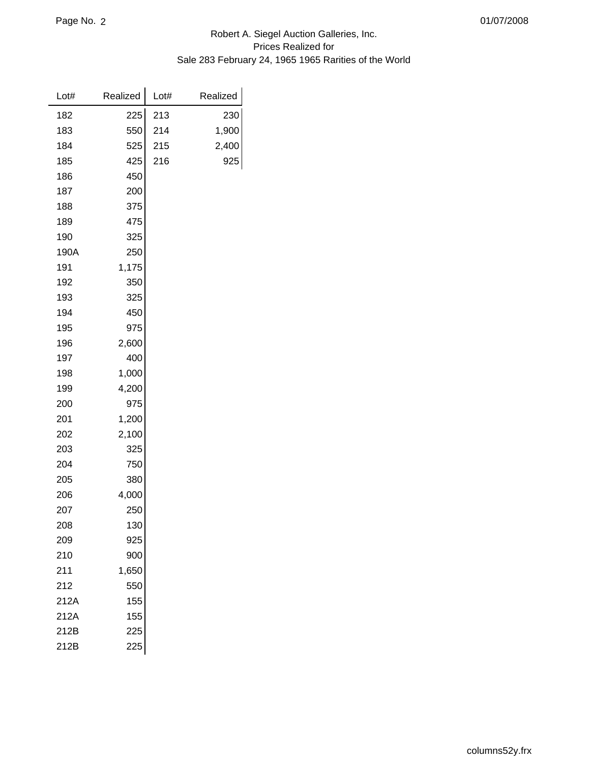Robert A. Siegel Auction Galleries, Inc.
Prices Realized for
Sale 283 February 24, 1965 1965 Rarities of the World

| Lot# | Realized | Lot# | Realized |
|---|---|---|---|
| 182 | 225 | 213 | 230 |
| 183 | 550 | 214 | 1,900 |
| 184 | 525 | 215 | 2,400 |
| 185 | 425 | 216 | 925 |
| 186 | 450 | | |
| 187 | 200 | | |
| 188 | 375 | | |
| 189 | 475 | | |
| 190 | 325 | | |
| 190A | 250 | | |
| 191 | 1,175 | | |
| 192 | 350 | | |
| 193 | 325 | | |
| 194 | 450 | | |
| 195 | 975 | | |
| 196 | 2,600 | | |
| 197 | 400 | | |
| 198 | 1,000 | | |
| 199 | 4,200 | | |
| 200 | 975 | | |
| 201 | 1,200 | | |
| 202 | 2,100 | | |
| 203 | 325 | | |
| 204 | 750 | | |
| 205 | 380 | | |
| 206 | 4,000 | | |
| 207 | 250 | | |
| 208 | 130 | | |
| 209 | 925 | | |
| 210 | 900 | | |
| 211 | 1,650 | | |
| 212 | 550 | | |
| 212A | 155 | | |
| 212A | 155 | | |
| 212B | 225 | | |
| 212B | 225 | | |